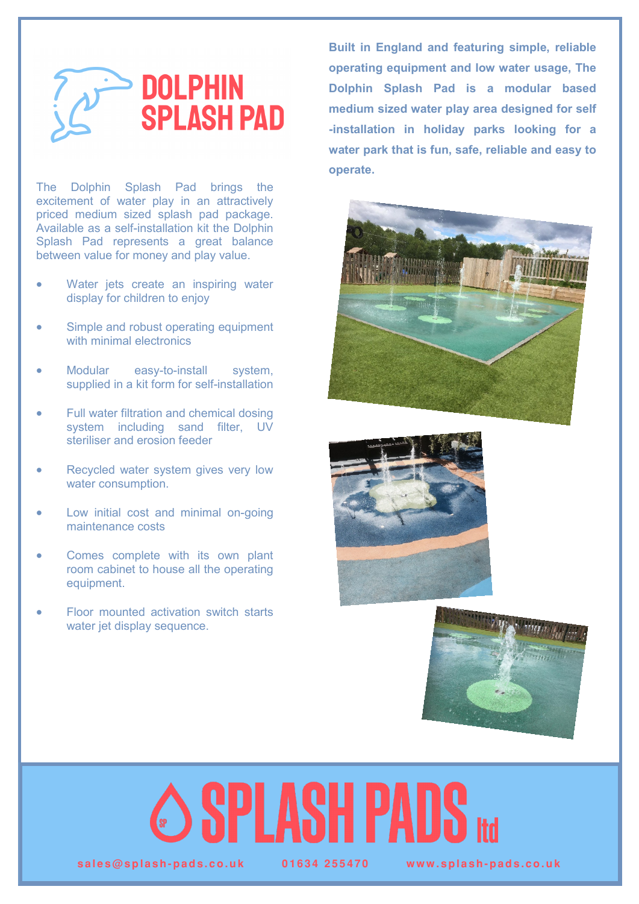# DOLPHIN SPLASH PAD

**Built in England and featuring simple, reliable operating equipment and low water usage, The Dolphin Splash Pad is a modular based medium sized water play area designed for self -installation in holiday parks looking for a water park that is fun, safe, reliable and easy to operate.**

The Dolphin Splash Pad brings the excitement of water play in an attractively priced medium sized splash pad package. Available as a self-installation kit the Dolphin Splash Pad represents a great balance between value for money and play value.

- Water jets create an inspiring water display for children to enjoy
- Simple and robust operating equipment with minimal electronics
- Modular easy-to-install system, supplied in a kit form for self-installation
- Full water filtration and chemical dosing system including sand filter, UV steriliser and erosion feeder
- Recycled water system gives very low water consumption.
- Low initial cost and minimal on-going maintenance costs
- Comes complete with its own plant room cabinet to house all the operating equipment.
- Floor mounted activation switch starts water jet display sequence.

SPLASH PADS ltd

sales@splash-pads.co.uk 01634 255470 www.splash-pads.co.uk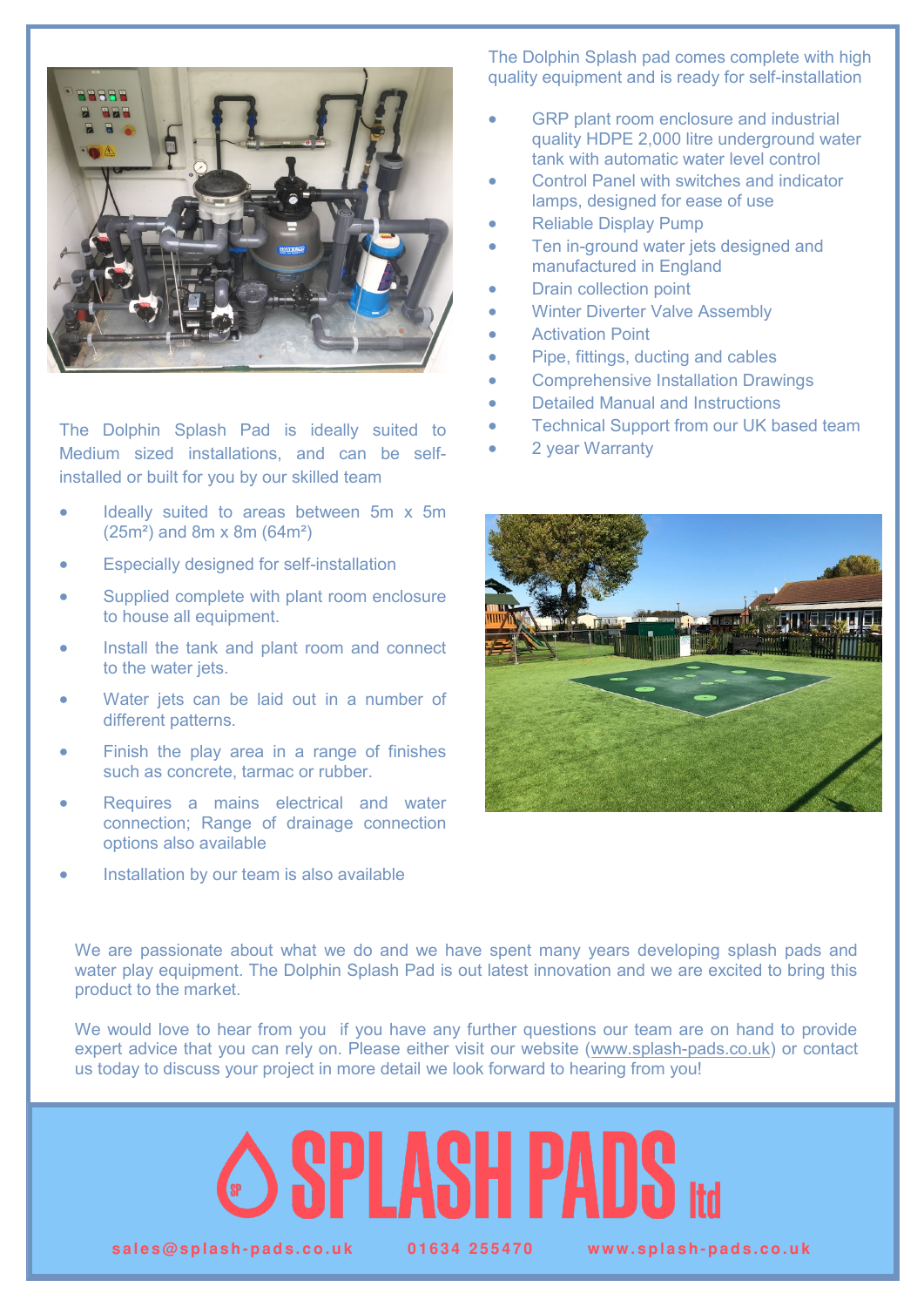The Dolphin Splash Pad is ideally suited to Medium sized installations, and can be self-installed or built for you by our skilled team

- Ideally suited to areas between 5m x 5m (25m²) and 8m x 8m (64m²)
- Especially designed for self-installation
- Supplied complete with plant room enclosure to house all equipment.
- Install the tank and plant room and connect to the water jets.
- Water jets can be laid out in a number of different patterns.
- Finish the play area in a range of finishes such as concrete, tarmac or rubber.
- Requires a mains electrical and water connection; Range of drainage connection options also available
- Installation by our team is also available

The Dolphin Splash pad comes complete with high quality equipment and is ready for self-installation

- GRP plant room enclosure and industrial quality HDPE 2,000 litre underground water tank with automatic water level control
- Control Panel with switches and indicator lamps, designed for ease of use
- Reliable Display Pump
- Ten in-ground water jets designed and manufactured in England
- Drain collection point
- Winter Diverter Valve Assembly
- Activation Point
- Pipe, fittings, ducting and cables
- Comprehensive Installation Drawings
- Detailed Manual and Instructions
- Technical Support from our UK based team
- 2 year Warranty

We are passionate about what we do and we have spent many years developing splash pads and water play equipment. The Dolphin Splash Pad is out latest innovation and we are excited to bring this product to the market.

We would love to hear from you if you have any further questions our team are on hand to provide expert advice that you can rely on. Please either visit our website (www.splash-pads.co.uk) or contact us today to discuss your project in more detail we look forward to hearing from you!

SPLASH PADS ltd

sales@splash-pads.co.uk 01634 255470 www.splash-pads.co.uk